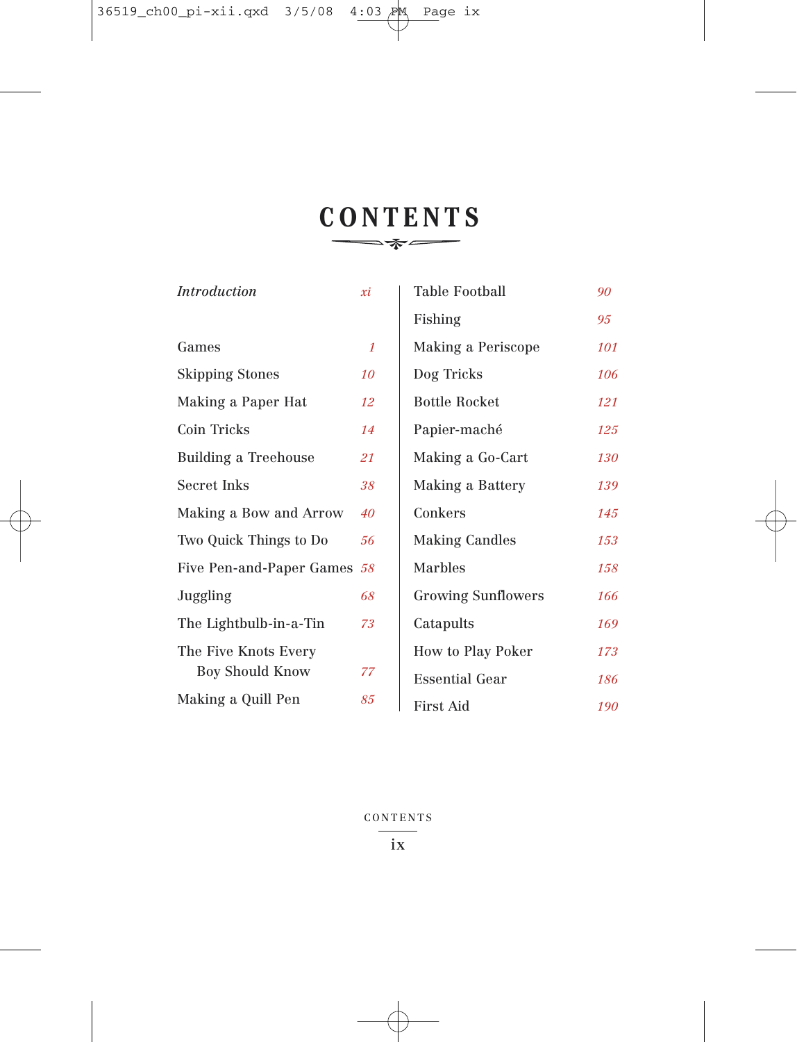# CONTENTS

| | |
|---|---|
| *Introduction* | *xi* |
| Games | *1* |
| Skipping Stones | *10* |
| Making a Paper Hat | *12* |
| Coin Tricks | *14* |
| Building a Treehouse | *21* |
| Secret Inks | *38* |
| Making a Bow and Arrow | *40* |
| Two Quick Things to Do | *56* |
| Five Pen-and-Paper Games | *58* |
| Juggling | *68* |
| The Lightbulb-in-a-Tin | *73* |
| The Five Knots Every Boy Should Know | *77* |
| Making a Quill Pen | *85* |
| Table Football | *90* |
| Fishing | *95* |
| Making a Periscope | *101* |
| Dog Tricks | *106* |
| Bottle Rocket | *121* |
| Papier-maché | *125* |
| Making a Go-Cart | *130* |
| Making a Battery | *139* |
| Conkers | *145* |
| Making Candles | *153* |
| Marbles | *158* |
| Growing Sunflowers | *166* |
| Catapults | *169* |
| How to Play Poker | *173* |
| Essential Gear | *186* |
| First Aid | *190* |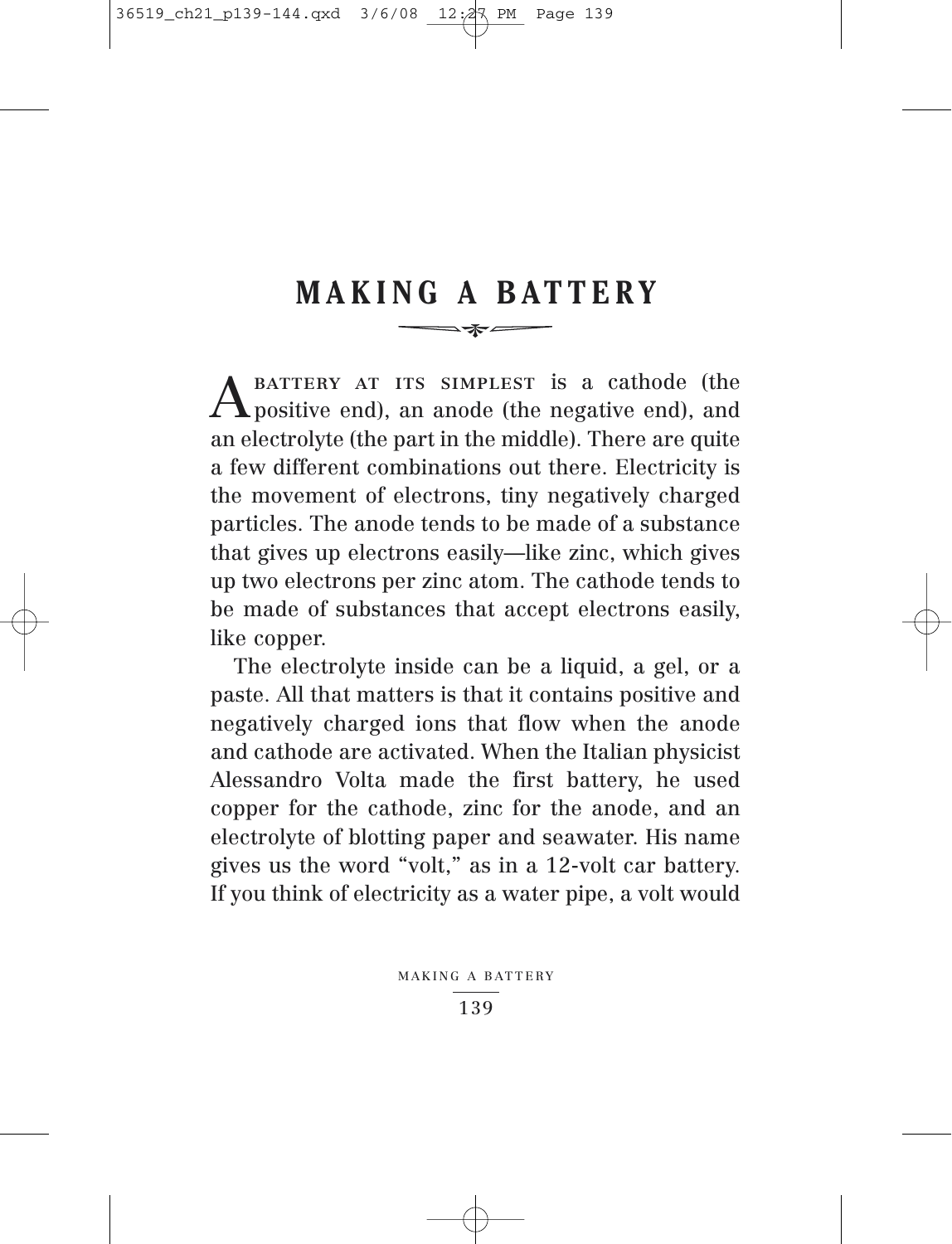# MAKING A BATTERY

A BATTERY AT ITS SIMPLEST is a cathode (the positive end), an anode (the negative end), and an electrolyte (the part in the middle). There are quite a few different combinations out there. Electricity is the movement of electrons, tiny negatively charged particles. The anode tends to be made of a substance that gives up electrons easily—like zinc, which gives up two electrons per zinc atom. The cathode tends to be made of substances that accept electrons easily, like copper.

The electrolyte inside can be a liquid, a gel, or a paste. All that matters is that it contains positive and negatively charged ions that flow when the anode and cathode are activated. When the Italian physicist Alessandro Volta made the first battery, he used copper for the cathode, zinc for the anode, and an electrolyte of blotting paper and seawater. His name gives us the word "volt," as in a 12-volt car battery. If you think of electricity as a water pipe, a volt would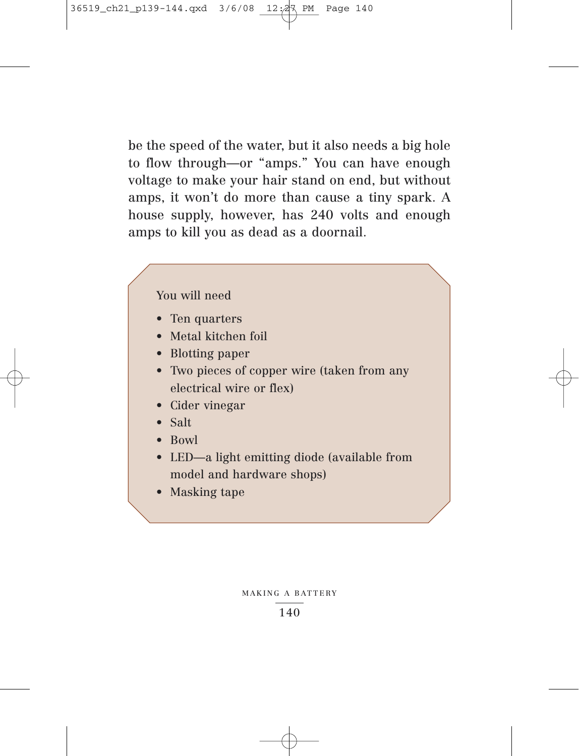be the speed of the water, but it also needs a big hole to flow through—or "amps." You can have enough voltage to make your hair stand on end, but without amps, it won't do more than cause a tiny spark. A house supply, however, has 240 volts and enough amps to kill you as dead as a doornail.

You will need

- Ten quarters
- Metal kitchen foil
- Blotting paper
- Two pieces of copper wire (taken from any electrical wire or flex)
- Cider vinegar
- Salt
- Bowl
- LED—a light emitting diode (available from model and hardware shops)
- Masking tape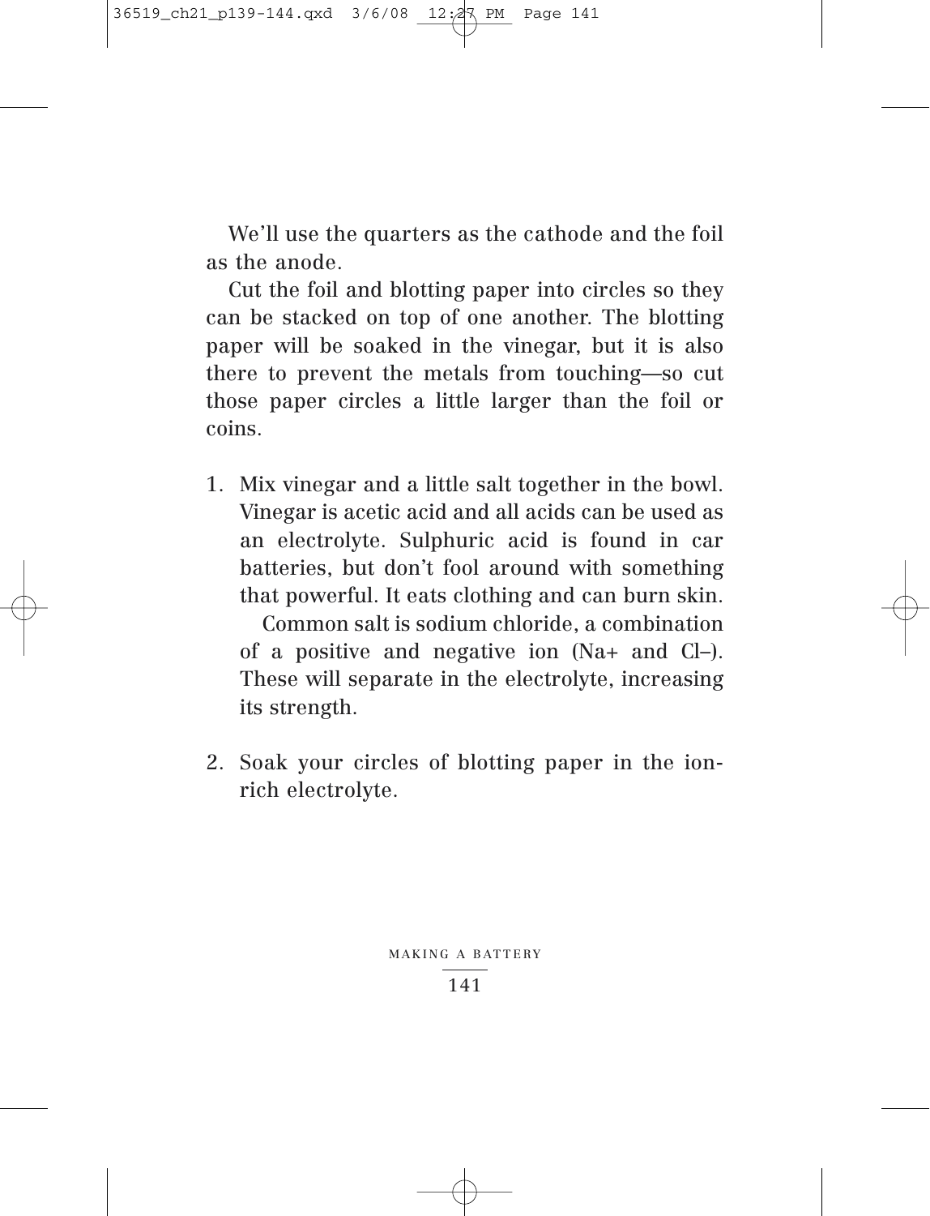We'll use the quarters as the cathode and the foil as the anode.

Cut the foil and blotting paper into circles so they can be stacked on top of one another. The blotting paper will be soaked in the vinegar, but it is also there to prevent the metals from touching—so cut those paper circles a little larger than the foil or coins.

1. Mix vinegar and a little salt together in the bowl. Vinegar is acetic acid and all acids can be used as an electrolyte. Sulphuric acid is found in car batteries, but don't fool around with something that powerful. It eats clothing and can burn skin.

   Common salt is sodium chloride, a combination of a positive and negative ion ($Na^+$ and $Cl^-$). These will separate in the electrolyte, increasing its strength.

2. Soak your circles of blotting paper in the ion-rich electrolyte.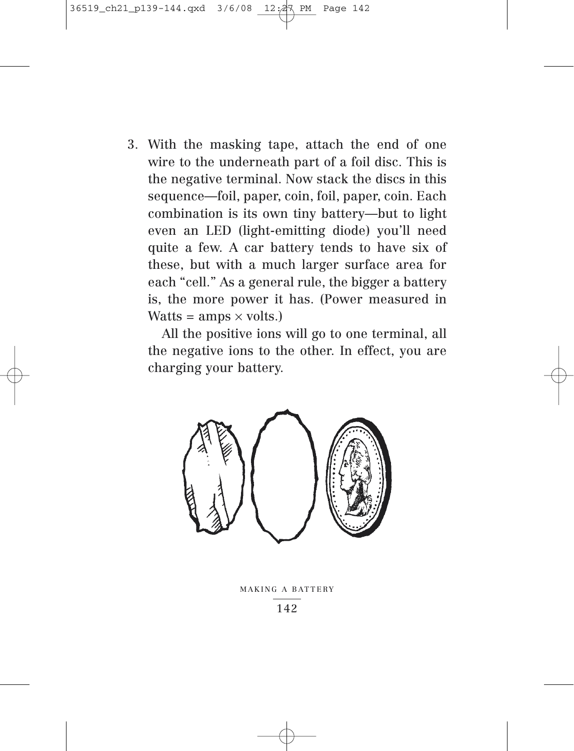3. With the masking tape, attach the end of one wire to the underneath part of a foil disc. This is the negative terminal. Now stack the discs in this sequence—foil, paper, coin, foil, paper, coin. Each combination is its own tiny battery—but to light even an LED (light-emitting diode) you'll need quite a few. A car battery tends to have six of these, but with a much larger surface area for each "cell." As a general rule, the bigger a battery is, the more power it has. (Power measured in Watts = amps × volts.)

   All the positive ions will go to one terminal, all the negative ions to the other. In effect, you are charging your battery.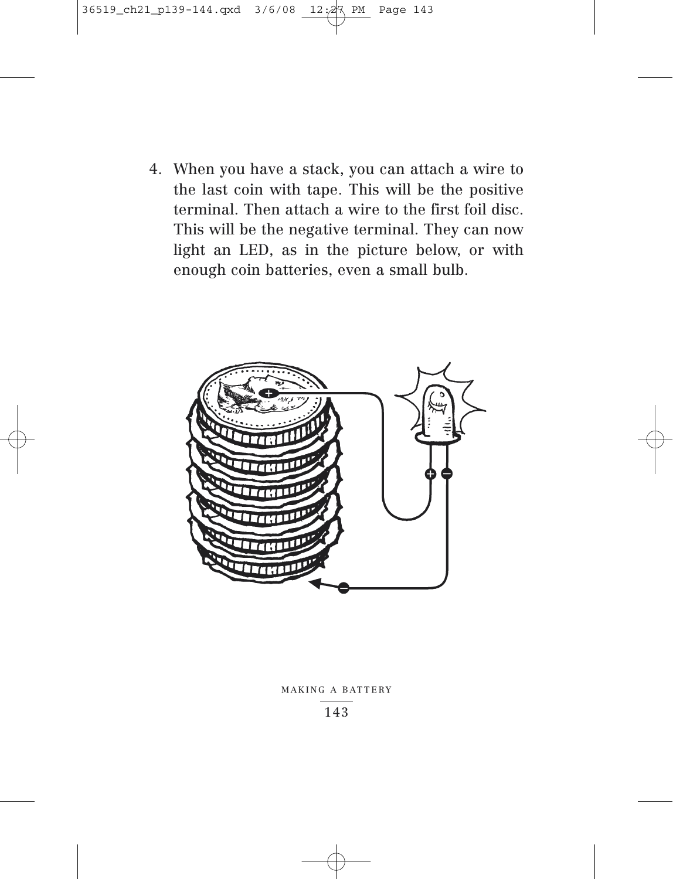4. When you have a stack, you can attach a wire to the last coin with tape. This will be the positive terminal. Then attach a wire to the first foil disc. This will be the negative terminal. They can now light an LED, as in the picture below, or with enough coin batteries, even a small bulb.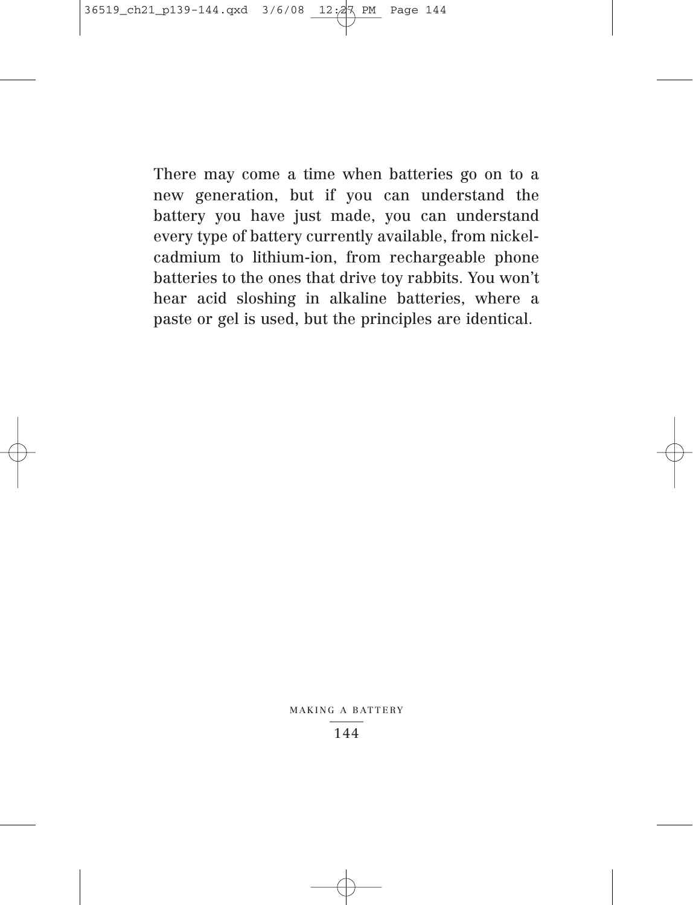There may come a time when batteries go on to a new generation, but if you can understand the battery you have just made, you can understand every type of battery currently available, from nickel-cadmium to lithium-ion, from rechargeable phone batteries to the ones that drive toy rabbits. You won't hear acid sloshing in alkaline batteries, where a paste or gel is used, but the principles are identical.